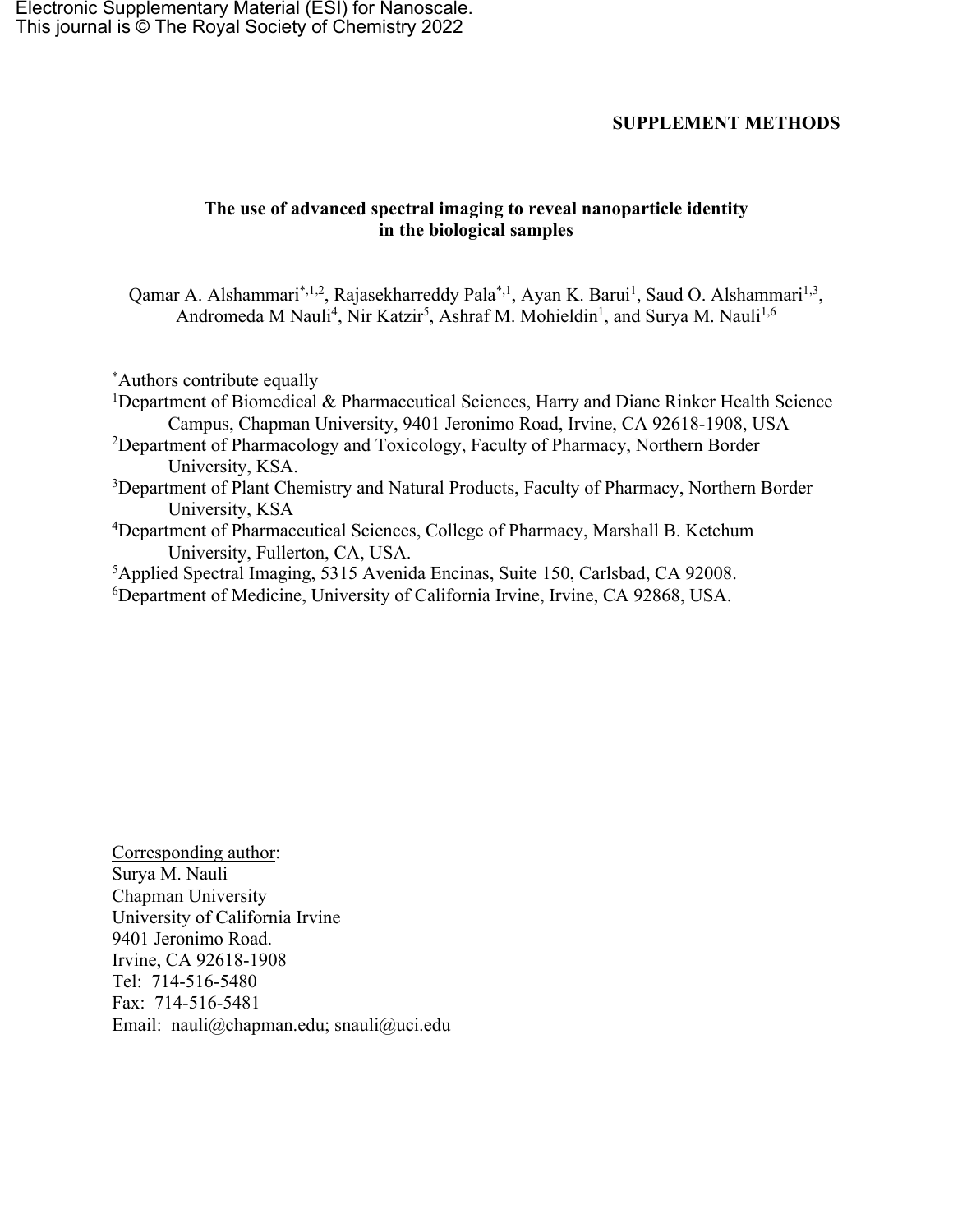Electronic Supplementary Material (ESI) for Nanoscale.
This journal is © The Royal Society of Chemistry 2022

**SUPPLEMENT METHODS**

# The use of advanced spectral imaging to reveal nanoparticle identity in the biological samples

Qamar A. Alshammari[*,1,2], Rajasekharreddy Pala[*,1], Ayan K. Barui[1], Saud O. Alshammari[1,3], Andromeda M Nauli[4], Nir Katzir[5], Ashraf M. Mohieldin[1], and Surya M. Nauli[1,6]

[*]Authors contribute equally

[1]Department of Biomedical & Pharmaceutical Sciences, Harry and Diane Rinker Health Science Campus, Chapman University, 9401 Jeronimo Road, Irvine, CA 92618-1908, USA

[2]Department of Pharmacology and Toxicology, Faculty of Pharmacy, Northern Border University, KSA.

[3]Department of Plant Chemistry and Natural Products, Faculty of Pharmacy, Northern Border University, KSA

[4]Department of Pharmaceutical Sciences, College of Pharmacy, Marshall B. Ketchum University, Fullerton, CA, USA.

[5]Applied Spectral Imaging, 5315 Avenida Encinas, Suite 150, Carlsbad, CA 92008.

[6]Department of Medicine, University of California Irvine, Irvine, CA 92868, USA.

Corresponding author:
Surya M. Nauli
Chapman University
University of California Irvine
9401 Jeronimo Road.
Irvine, CA 92618-1908
Tel: 714-516-5480
Fax: 714-516-5481
Email: nauli@chapman.edu; snauli@uci.edu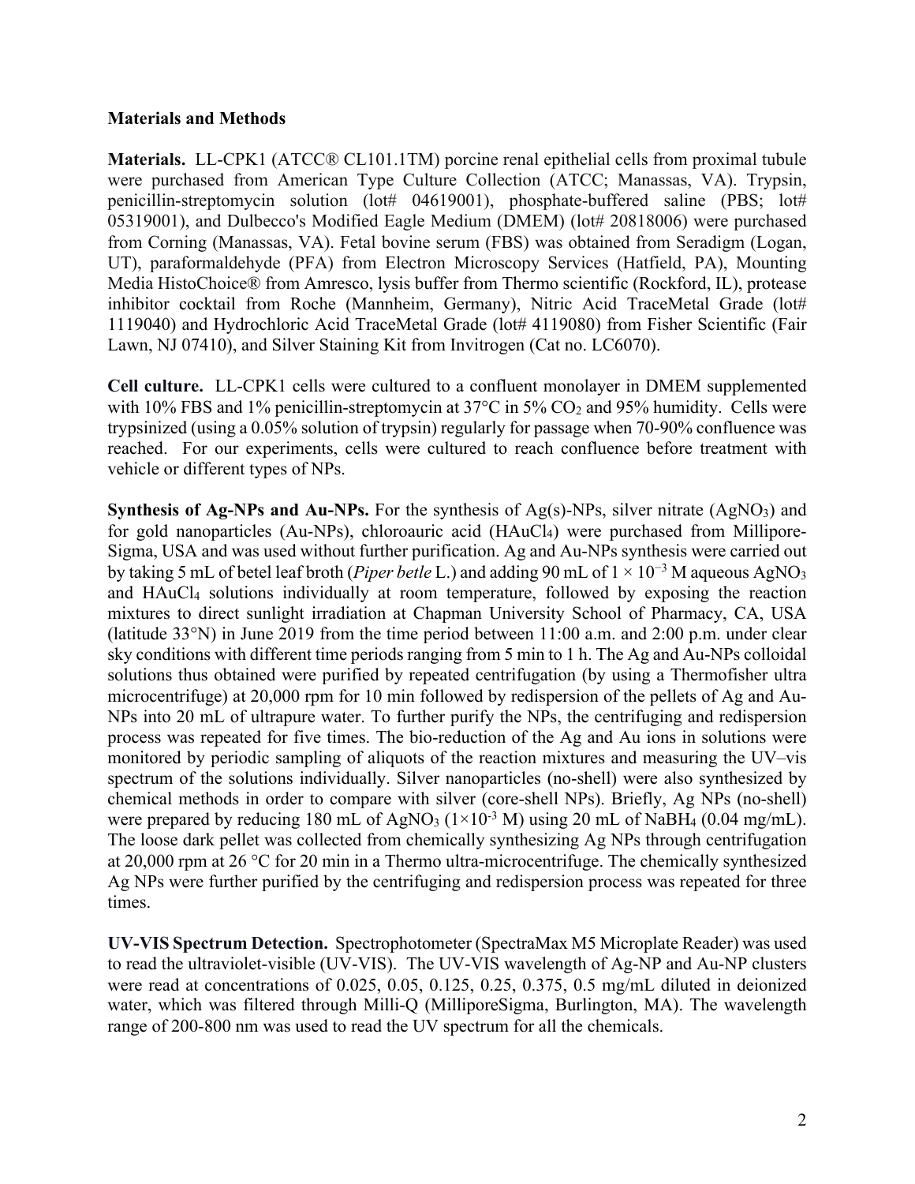## Materials and Methods

**Materials.** LL-CPK1 (ATCC® CL101.1TM) porcine renal epithelial cells from proximal tubule were purchased from American Type Culture Collection (ATCC; Manassas, VA). Trypsin, penicillin-streptomycin solution (lot# 04619001), phosphate-buffered saline (PBS; lot# 05319001), and Dulbecco's Modified Eagle Medium (DMEM) (lot# 20818006) were purchased from Corning (Manassas, VA). Fetal bovine serum (FBS) was obtained from Seradigm (Logan, UT), paraformaldehyde (PFA) from Electron Microscopy Services (Hatfield, PA), Mounting Media HistoChoice® from Amresco, lysis buffer from Thermo scientific (Rockford, IL), protease inhibitor cocktail from Roche (Mannheim, Germany), Nitric Acid TraceMetal Grade (lot# 1119040) and Hydrochloric Acid TraceMetal Grade (lot# 4119080) from Fisher Scientific (Fair Lawn, NJ 07410), and Silver Staining Kit from Invitrogen (Cat no. LC6070).

**Cell culture.** LL-CPK1 cells were cultured to a confluent monolayer in DMEM supplemented with 10% FBS and 1% penicillin-streptomycin at 37°C in 5% $CO_2$ and 95% humidity. Cells were trypsinized (using a 0.05% solution of trypsin) regularly for passage when 70-90% confluence was reached. For our experiments, cells were cultured to reach confluence before treatment with vehicle or different types of NPs.

**Synthesis of Ag-NPs and Au-NPs.** For the synthesis of Ag(s)-NPs, silver nitrate ($AgNO_3$) and for gold nanoparticles (Au-NPs), chloroauric acid ($HAuCl_4$) were purchased from Millipore-Sigma, USA and was used without further purification. Ag and Au-NPs synthesis were carried out by taking 5 mL of betel leaf broth (*Piper betle* L.) and adding 90 mL of $1 \times 10^{-3}$ M aqueous $AgNO_3$ and $HAuCl_4$ solutions individually at room temperature, followed by exposing the reaction mixtures to direct sunlight irradiation at Chapman University School of Pharmacy, CA, USA (latitude 33°N) in June 2019 from the time period between 11:00 a.m. and 2:00 p.m. under clear sky conditions with different time periods ranging from 5 min to 1 h. The Ag and Au-NPs colloidal solutions thus obtained were purified by repeated centrifugation (by using a Thermofisher ultra microcentrifuge) at 20,000 rpm for 10 min followed by redispersion of the pellets of Ag and Au-NPs into 20 mL of ultrapure water. To further purify the NPs, the centrifuging and redispersion process was repeated for five times. The bio-reduction of the Ag and Au ions in solutions were monitored by periodic sampling of aliquots of the reaction mixtures and measuring the UV–vis spectrum of the solutions individually. Silver nanoparticles (no-shell) were also synthesized by chemical methods in order to compare with silver (core-shell NPs). Briefly, Ag NPs (no-shell) were prepared by reducing 180 mL of $AgNO_3$ ($1\times10^{-3}$ M) using 20 mL of $NaBH_4$ (0.04 mg/mL). The loose dark pellet was collected from chemically synthesizing Ag NPs through centrifugation at 20,000 rpm at 26 °C for 20 min in a Thermo ultra-microcentrifuge. The chemically synthesized Ag NPs were further purified by the centrifuging and redispersion process was repeated for three times.

**UV-VIS Spectrum Detection.** Spectrophotometer (SpectraMax M5 Microplate Reader) was used to read the ultraviolet-visible (UV-VIS). The UV-VIS wavelength of Ag-NP and Au-NP clusters were read at concentrations of 0.025, 0.05, 0.125, 0.25, 0.375, 0.5 mg/mL diluted in deionized water, which was filtered through Milli-Q (MilliporeSigma, Burlington, MA). The wavelength range of 200-800 nm was used to read the UV spectrum for all the chemicals.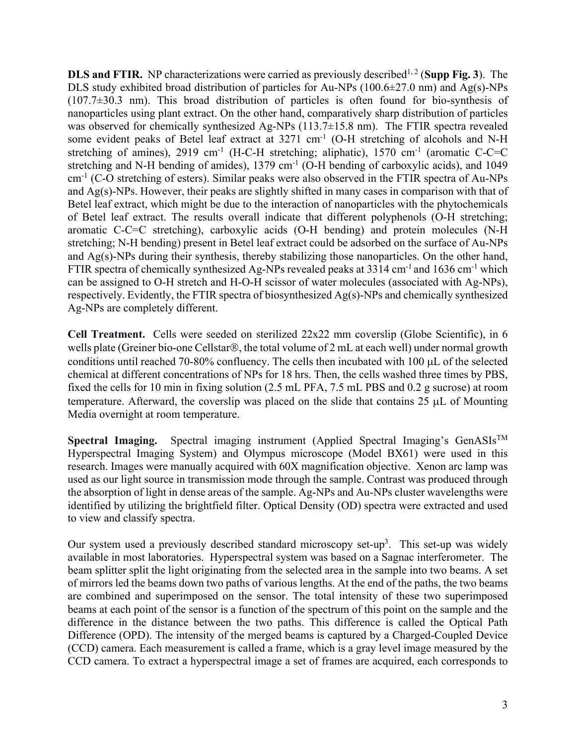**DLS and FTIR.** NP characterizations were carried as previously described[1, 2] (**Supp Fig. 3**). The DLS study exhibited broad distribution of particles for Au-NPs (100.6±27.0 nm) and Ag(s)-NPs (107.7±30.3 nm). This broad distribution of particles is often found for bio-synthesis of nanoparticles using plant extract. On the other hand, comparatively sharp distribution of particles was observed for chemically synthesized Ag-NPs (113.7±15.8 nm). The FTIR spectra revealed some evident peaks of Betel leaf extract at 3271 $cm^{-1}$ (O-H stretching of alcohols and N-H stretching of amines), 2919 $cm^{-1}$ (H-C-H stretching; aliphatic), 1570 $cm^{-1}$ (aromatic C-C=C stretching and N-H bending of amides), 1379 $cm^{-1}$ (O-H bending of carboxylic acids), and 1049 $cm^{-1}$ (C-O stretching of esters). Similar peaks were also observed in the FTIR spectra of Au-NPs and Ag(s)-NPs. However, their peaks are slightly shifted in many cases in comparison with that of Betel leaf extract, which might be due to the interaction of nanoparticles with the phytochemicals of Betel leaf extract. The results overall indicate that different polyphenols (O-H stretching; aromatic C-C=C stretching), carboxylic acids (O-H bending) and protein molecules (N-H stretching; N-H bending) present in Betel leaf extract could be adsorbed on the surface of Au-NPs and Ag(s)-NPs during their synthesis, thereby stabilizing those nanoparticles. On the other hand, FTIR spectra of chemically synthesized Ag-NPs revealed peaks at 3314 $cm^{-1}$ and 1636 $cm^{-1}$ which can be assigned to O-H stretch and H-O-H scissor of water molecules (associated with Ag-NPs), respectively. Evidently, the FTIR spectra of biosynthesized Ag(s)-NPs and chemically synthesized Ag-NPs are completely different.

**Cell Treatment.** Cells were seeded on sterilized 22x22 mm coverslip (Globe Scientific), in 6 wells plate (Greiner bio-one Cellstar®, the total volume of 2 mL at each well) under normal growth conditions until reached 70-80% confluency. The cells then incubated with 100 μL of the selected chemical at different concentrations of NPs for 18 hrs. Then, the cells washed three times by PBS, fixed the cells for 10 min in fixing solution (2.5 mL PFA, 7.5 mL PBS and 0.2 g sucrose) at room temperature. Afterward, the coverslip was placed on the slide that contains 25 μL of Mounting Media overnight at room temperature.

**Spectral Imaging.** Spectral imaging instrument (Applied Spectral Imaging's GenASIs™ Hyperspectral Imaging System) and Olympus microscope (Model BX61) were used in this research. Images were manually acquired with 60X magnification objective. Xenon arc lamp was used as our light source in transmission mode through the sample. Contrast was produced through the absorption of light in dense areas of the sample. Ag-NPs and Au-NPs cluster wavelengths were identified by utilizing the brightfield filter. Optical Density (OD) spectra were extracted and used to view and classify spectra.

Our system used a previously described standard microscopy set-up[3]. This set-up was widely available in most laboratories. Hyperspectral system was based on a Sagnac interferometer. The beam splitter split the light originating from the selected area in the sample into two beams. A set of mirrors led the beams down two paths of various lengths. At the end of the paths, the two beams are combined and superimposed on the sensor. The total intensity of these two superimposed beams at each point of the sensor is a function of the spectrum of this point on the sample and the difference in the distance between the two paths. This difference is called the Optical Path Difference (OPD). The intensity of the merged beams is captured by a Charged-Coupled Device (CCD) camera. Each measurement is called a frame, which is a gray level image measured by the CCD camera. To extract a hyperspectral image a set of frames are acquired, each corresponds to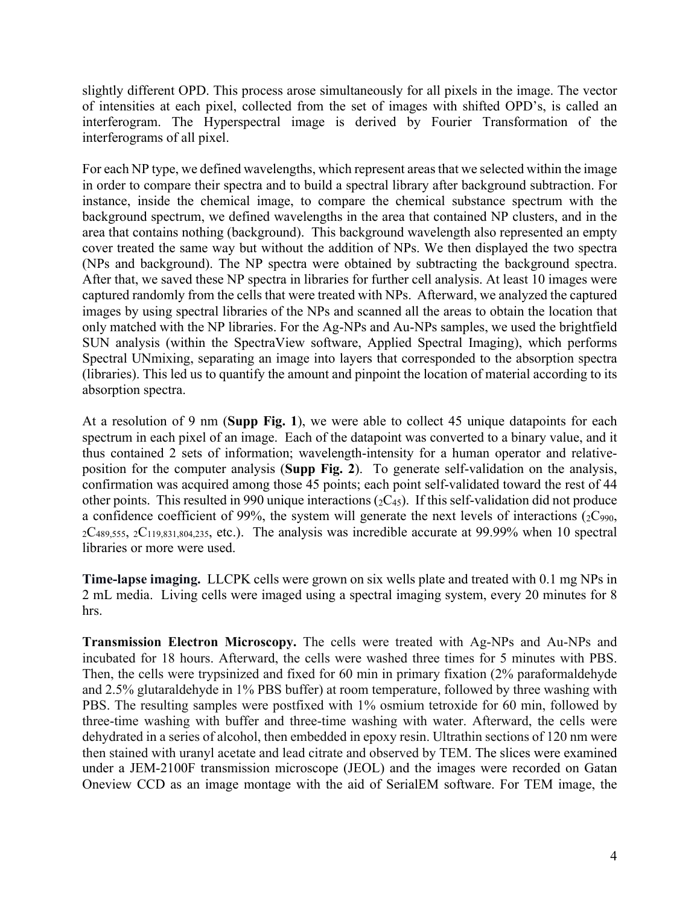slightly different OPD. This process arose simultaneously for all pixels in the image. The vector of intensities at each pixel, collected from the set of images with shifted OPD's, is called an interferogram. The Hyperspectral image is derived by Fourier Transformation of the interferograms of all pixel.

For each NP type, we defined wavelengths, which represent areas that we selected within the image in order to compare their spectra and to build a spectral library after background subtraction. For instance, inside the chemical image, to compare the chemical substance spectrum with the background spectrum, we defined wavelengths in the area that contained NP clusters, and in the area that contains nothing (background). This background wavelength also represented an empty cover treated the same way but without the addition of NPs. We then displayed the two spectra (NPs and background). The NP spectra were obtained by subtracting the background spectra. After that, we saved these NP spectra in libraries for further cell analysis. At least 10 images were captured randomly from the cells that were treated with NPs. Afterward, we analyzed the captured images by using spectral libraries of the NPs and scanned all the areas to obtain the location that only matched with the NP libraries. For the Ag-NPs and Au-NPs samples, we used the brightfield SUN analysis (within the SpectraView software, Applied Spectral Imaging), which performs Spectral UNmixing, separating an image into layers that corresponded to the absorption spectra (libraries). This led us to quantify the amount and pinpoint the location of material according to its absorption spectra.

At a resolution of 9 nm (**Supp Fig. 1**), we were able to collect 45 unique datapoints for each spectrum in each pixel of an image. Each of the datapoint was converted to a binary value, and it thus contained 2 sets of information; wavelength-intensity for a human operator and relative-position for the computer analysis (**Supp Fig. 2**). To generate self-validation on the analysis, confirmation was acquired among those 45 points; each point self-validated toward the rest of 44 other points. This resulted in 990 unique interactions (${}_2C_{45}$). If this self-validation did not produce a confidence coefficient of 99%, the system will generate the next levels of interactions (${}_2C_{990}$, ${}_2C_{489,555}$, ${}_2C_{119,831,804,235}$, etc.). The analysis was incredible accurate at 99.99% when 10 spectral libraries or more were used.

**Time-lapse imaging.** LLCPK cells were grown on six wells plate and treated with 0.1 mg NPs in 2 mL media. Living cells were imaged using a spectral imaging system, every 20 minutes for 8 hrs.

**Transmission Electron Microscopy.** The cells were treated with Ag-NPs and Au-NPs and incubated for 18 hours. Afterward, the cells were washed three times for 5 minutes with PBS. Then, the cells were trypsinized and fixed for 60 min in primary fixation (2% paraformaldehyde and 2.5% glutaraldehyde in 1% PBS buffer) at room temperature, followed by three washing with PBS. The resulting samples were postfixed with 1% osmium tetroxide for 60 min, followed by three-time washing with buffer and three-time washing with water. Afterward, the cells were dehydrated in a series of alcohol, then embedded in epoxy resin. Ultrathin sections of 120 nm were then stained with uranyl acetate and lead citrate and observed by TEM. The slices were examined under a JEM-2100F transmission microscope (JEOL) and the images were recorded on Gatan Oneview CCD as an image montage with the aid of SerialEM software. For TEM image, the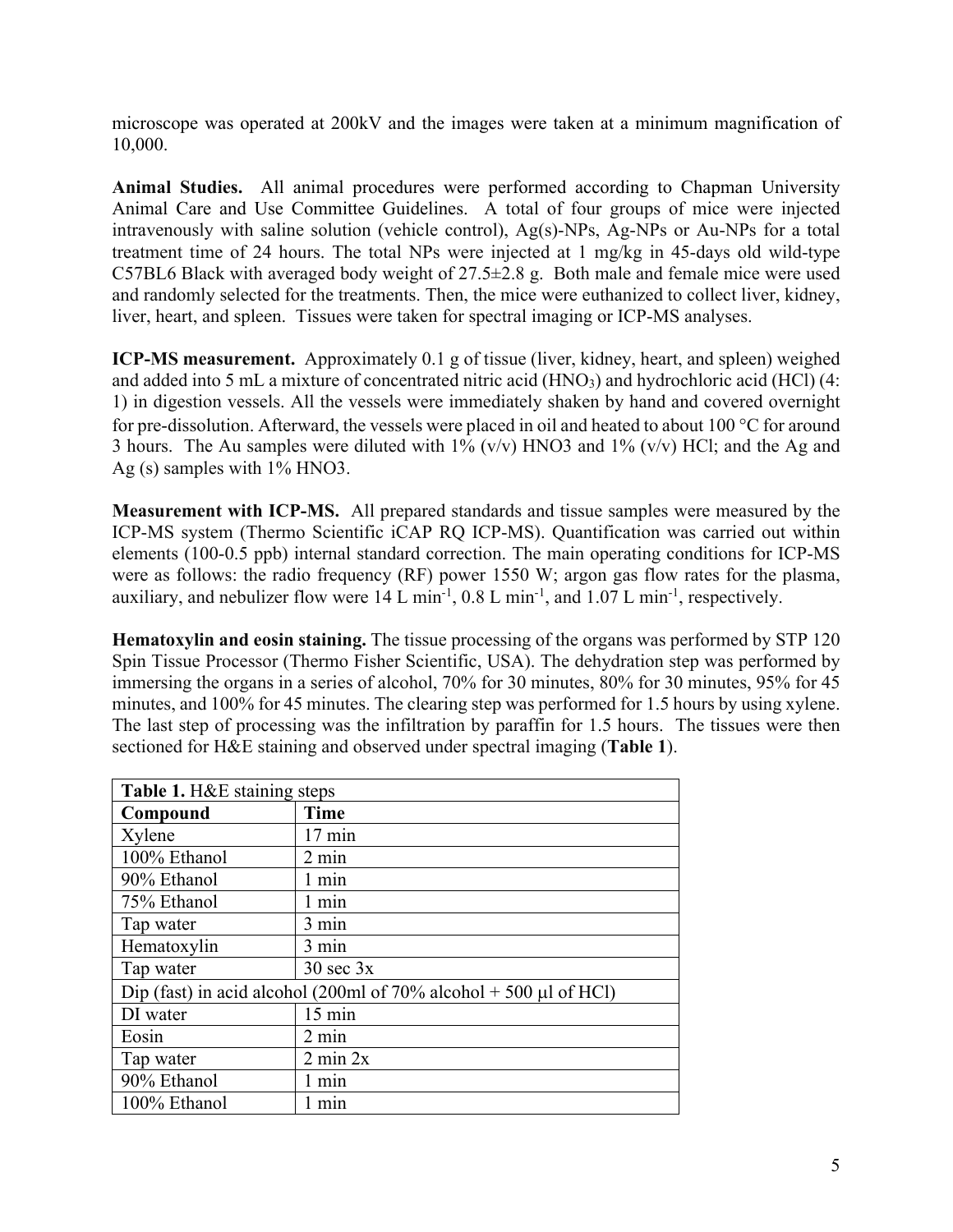microscope was operated at 200kV and the images were taken at a minimum magnification of 10,000.

**Animal Studies.** All animal procedures were performed according to Chapman University Animal Care and Use Committee Guidelines. A total of four groups of mice were injected intravenously with saline solution (vehicle control), Ag(s)-NPs, Ag-NPs or Au-NPs for a total treatment time of 24 hours. The total NPs were injected at 1 mg/kg in 45-days old wild-type C57BL6 Black with averaged body weight of 27.5±2.8 g. Both male and female mice were used and randomly selected for the treatments. Then, the mice were euthanized to collect liver, kidney, liver, heart, and spleen. Tissues were taken for spectral imaging or ICP-MS analyses.

**ICP-MS measurement.** Approximately 0.1 g of tissue (liver, kidney, heart, and spleen) weighed and added into 5 mL a mixture of concentrated nitric acid ($HNO_3$) and hydrochloric acid (HCl) (4: 1) in digestion vessels. All the vessels were immediately shaken by hand and covered overnight for pre-dissolution. Afterward, the vessels were placed in oil and heated to about 100 °C for around 3 hours. The Au samples were diluted with 1% (v/v) HNO3 and 1% (v/v) HCl; and the Ag and Ag (s) samples with 1% HNO3.

**Measurement with ICP-MS.** All prepared standards and tissue samples were measured by the ICP-MS system (Thermo Scientific iCAP RQ ICP-MS). Quantification was carried out within elements (100-0.5 ppb) internal standard correction. The main operating conditions for ICP-MS were as follows: the radio frequency (RF) power 1550 W; argon gas flow rates for the plasma, auxiliary, and nebulizer flow were 14 L $min^{-1}$, 0.8 L $min^{-1}$, and 1.07 L $min^{-1}$, respectively.

**Hematoxylin and eosin staining.** The tissue processing of the organs was performed by STP 120 Spin Tissue Processor (Thermo Fisher Scientific, USA). The dehydration step was performed by immersing the organs in a series of alcohol, 70% for 30 minutes, 80% for 30 minutes, 95% for 45 minutes, and 100% for 45 minutes. The clearing step was performed for 1.5 hours by using xylene. The last step of processing was the infiltration by paraffin for 1.5 hours. The tissues were then sectioned for H&E staining and observed under spectral imaging (**Table 1**).

**Table 1.** H&E staining steps

| Compound | Time |
|---|---|
| Xylene | 17 min |
| 100% Ethanol | 2 min |
| 90% Ethanol | 1 min |
| 75% Ethanol | 1 min |
| Tap water | 3 min |
| Hematoxylin | 3 min |
| Tap water | 30 sec 3x |
| Dip (fast) in acid alcohol (200ml of 70% alcohol + 500 μl of HCl) | |
| DI water | 15 min |
| Eosin | 2 min |
| Tap water | 2 min 2x |
| 90% Ethanol | 1 min |
| 100% Ethanol | 1 min |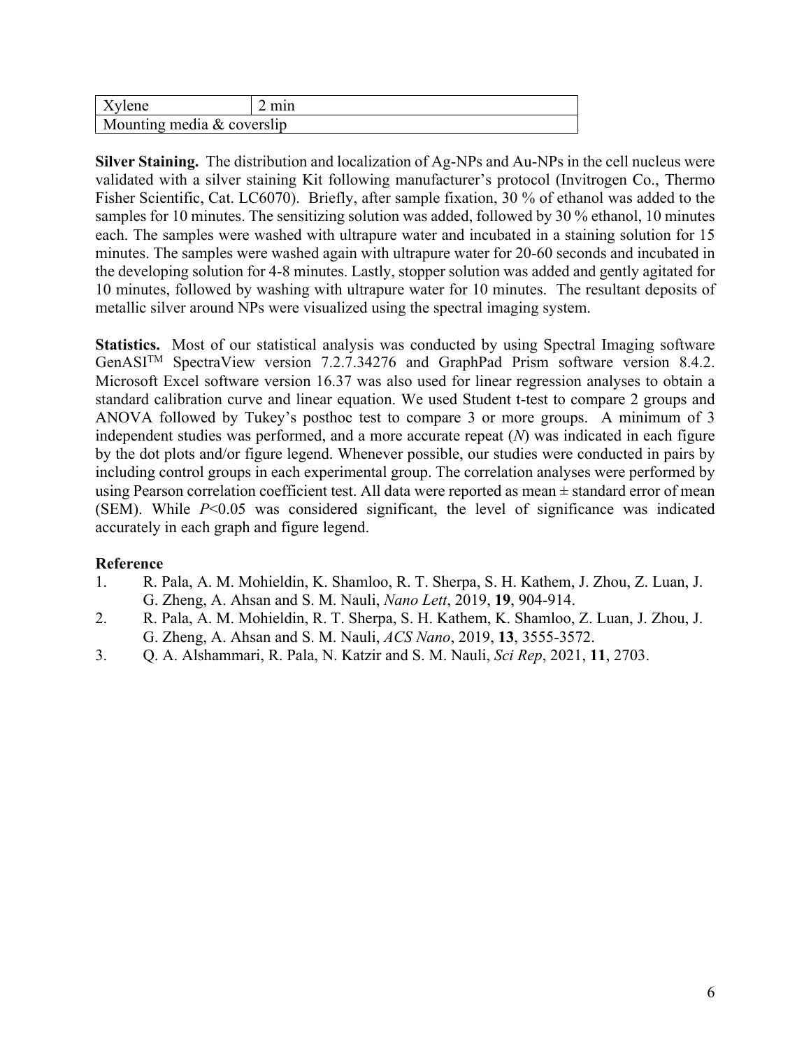| | |
|---|---|
| Xylene | 2 min |
| Mounting media & coverslip | |

**Silver Staining.** The distribution and localization of Ag-NPs and Au-NPs in the cell nucleus were validated with a silver staining Kit following manufacturer's protocol (Invitrogen Co., Thermo Fisher Scientific, Cat. LC6070). Briefly, after sample fixation, 30 % of ethanol was added to the samples for 10 minutes. The sensitizing solution was added, followed by 30 % ethanol, 10 minutes each. The samples were washed with ultrapure water and incubated in a staining solution for 15 minutes. The samples were washed again with ultrapure water for 20-60 seconds and incubated in the developing solution for 4-8 minutes. Lastly, stopper solution was added and gently agitated for 10 minutes, followed by washing with ultrapure water for 10 minutes. The resultant deposits of metallic silver around NPs were visualized using the spectral imaging system.

**Statistics.** Most of our statistical analysis was conducted by using Spectral Imaging software GenASI™ SpectraView version 7.2.7.34276 and GraphPad Prism software version 8.4.2. Microsoft Excel software version 16.37 was also used for linear regression analyses to obtain a standard calibration curve and linear equation. We used Student t-test to compare 2 groups and ANOVA followed by Tukey's posthoc test to compare 3 or more groups. A minimum of 3 independent studies was performed, and a more accurate repeat (*N*) was indicated in each figure by the dot plots and/or figure legend. Whenever possible, our studies were conducted in pairs by including control groups in each experimental group. The correlation analyses were performed by using Pearson correlation coefficient test. All data were reported as mean ± standard error of mean (SEM). While $P<0.05$ was considered significant, the level of significance was indicated accurately in each graph and figure legend.

**Reference**

1. R. Pala, A. M. Mohieldin, K. Shamloo, R. T. Sherpa, S. H. Kathem, J. Zhou, Z. Luan, J. G. Zheng, A. Ahsan and S. M. Nauli, *Nano Lett*, 2019, **19**, 904-914.
2. R. Pala, A. M. Mohieldin, R. T. Sherpa, S. H. Kathem, K. Shamloo, Z. Luan, J. Zhou, J. G. Zheng, A. Ahsan and S. M. Nauli, *ACS Nano*, 2019, **13**, 3555-3572.
3. Q. A. Alshammari, R. Pala, N. Katzir and S. M. Nauli, *Sci Rep*, 2021, **11**, 2703.